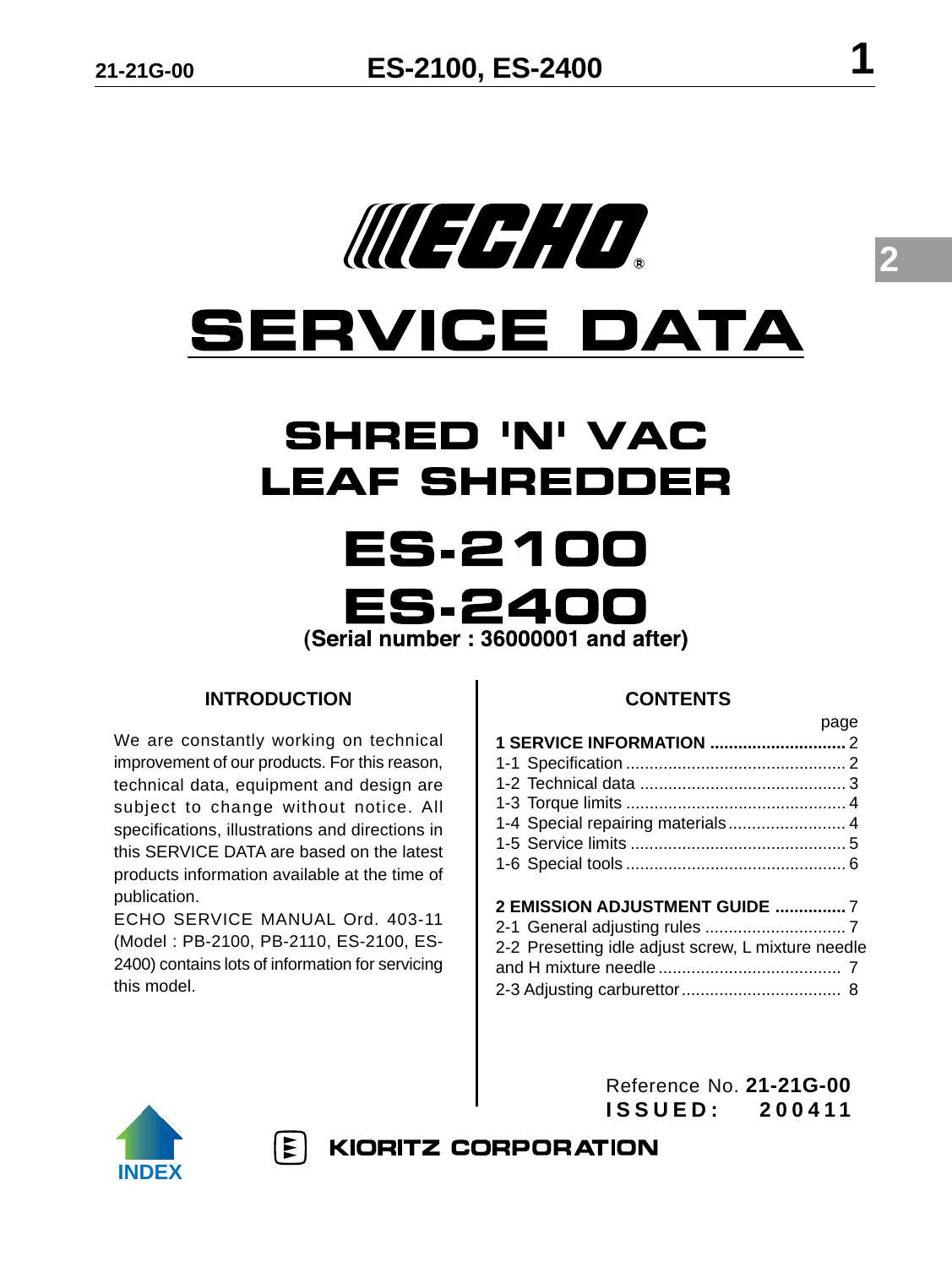ECHO®

# SERVICE DATA

## SHRED 'N' VAC LEAF SHREDDER

## ES-2100
## ES-2400

**(Serial number : 36000001 and after)**

### INTRODUCTION

We are constantly working on technical improvement of our products. For this reason, technical data, equipment and design are subject to change without notice. All specifications, illustrations and directions in this SERVICE DATA are based on the latest products information available at the time of publication.

ECHO SERVICE MANUAL Ord. 403-11 (Model : PB-2100, PB-2110, ES-2100, ES-2400) contains lots of information for servicing this model.

### CONTENTS

| | page |
|---|---|
| **1 SERVICE INFORMATION** | 2 |
| 1-1 Specification | 2 |
| 1-2 Technical data | 3 |
| 1-3 Torque limits | 4 |
| 1-4 Special repairing materials | 4 |
| 1-5 Service limits | 5 |
| 1-6 Special tools | 6 |
| **2 EMISSION ADJUSTMENT GUIDE** | 7 |
| 2-1 General adjusting rules | 7 |
| 2-2 Presetting idle adjust screw, L mixture needle and H mixture needle | 7 |
| 2-3 Adjusting carburettor | 8 |

Reference No. **21-21G-00**
**ISSUED: 200411**

INDEX

KIORITZ CORPORATION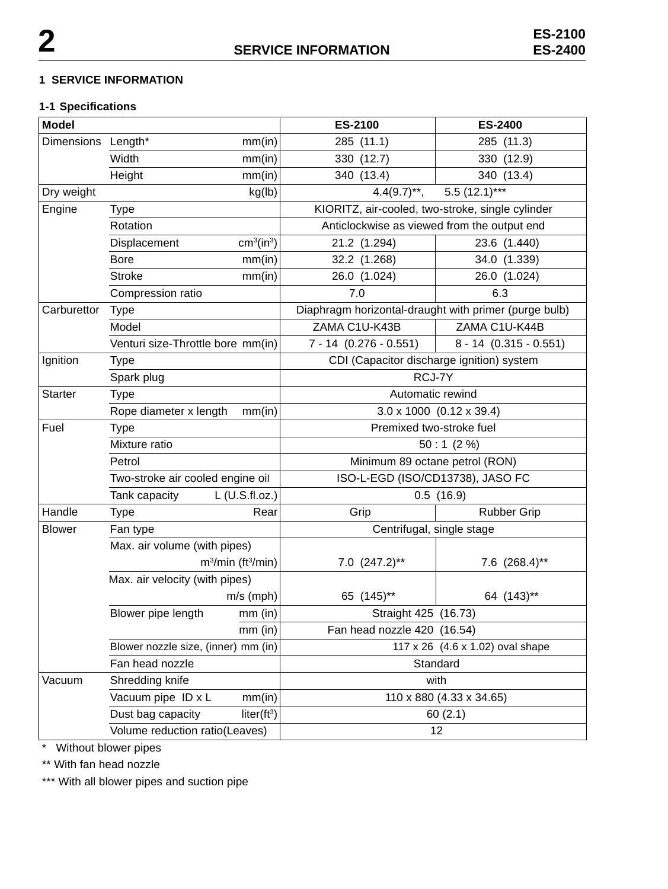## 1 SERVICE INFORMATION

### 1-1 Specifications

| Model | | | ES-2100 | ES-2400 |
|---|---|---|---|---|
| Dimensions | Length* | mm(in) | 285 (11.1) | 285 (11.3) |
| | Width | mm(in) | 330 (12.7) | 330 (12.9) |
| | Height | mm(in) | 340 (13.4) | 340 (13.4) |
| Dry weight | | kg(lb) | 4.4(9.7)**, 5.5 (12.1)*** | |
| Engine | Type | | KIORITZ, air-cooled, two-stroke, single cylinder | |
| | Rotation | | Anticlockwise as viewed from the output end | |
| | Displacement | $cm^3(in^3)$ | 21.2 (1.294) | 23.6 (1.440) |
| | Bore | mm(in) | 32.2 (1.268) | 34.0 (1.339) |
| | Stroke | mm(in) | 26.0 (1.024) | 26.0 (1.024) |
| | Compression ratio | | 7.0 | 6.3 |
| Carburettor | Type | | Diaphragm horizontal-draught with primer (purge bulb) | |
| | Model | | ZAMA C1U-K43B | ZAMA C1U-K44B |
| | Venturi size-Throttle bore | mm(in) | 7 - 14 (0.276 - 0.551) | 8 - 14 (0.315 - 0.551) |
| Ignition | Type | | CDI (Capacitor discharge ignition) system | |
| | Spark plug | | RCJ-7Y | |
| Starter | Type | | Automatic rewind | |
| | Rope diameter x length | mm(in) | 3.0 x 1000 (0.12 x 39.4) | |
| Fuel | Type | | Premixed two-stroke fuel | |
| | Mixture ratio | | 50 : 1 (2 %) | |
| | Petrol | | Minimum 89 octane petrol (RON) | |
| | Two-stroke air cooled engine oil | | ISO-L-EGD (ISO/CD13738), JASO FC | |
| | Tank capacity | L (U.S.fl.oz.) | 0.5 (16.9) | |
| Handle | Type | Rear | Grip | Rubber Grip |
| Blower | Fan type | | Centrifugal, single stage | |
| | Max. air volume (with pipes) | $m^3$/min ($ft^3$/min) | 7.0 (247.2)** | 7.6 (268.4)** |
| | Max. air velocity (with pipes) | m/s (mph) | 65 (145)** | 64 (143)** |
| | Blower pipe length | mm (in) | Straight 425 (16.73) | |
| | | mm (in) | Fan head nozzle 420 (16.54) | |
| | Blower nozzle size, (inner) | mm (in) | 117 x 26 (4.6 x 1.02) oval shape | |
| | Fan head nozzle | | Standard | |
| Vacuum | Shredding knife | | with | |
| | Vacuum pipe ID x L | mm(in) | 110 x 880 (4.33 x 34.65) | |
| | Dust bag capacity | liter($ft^3$) | 60 (2.1) | |
| | Volume reduction ratio(Leaves) | | 12 | |

\* Without blower pipes

** With fan head nozzle

*** With all blower pipes and suction pipe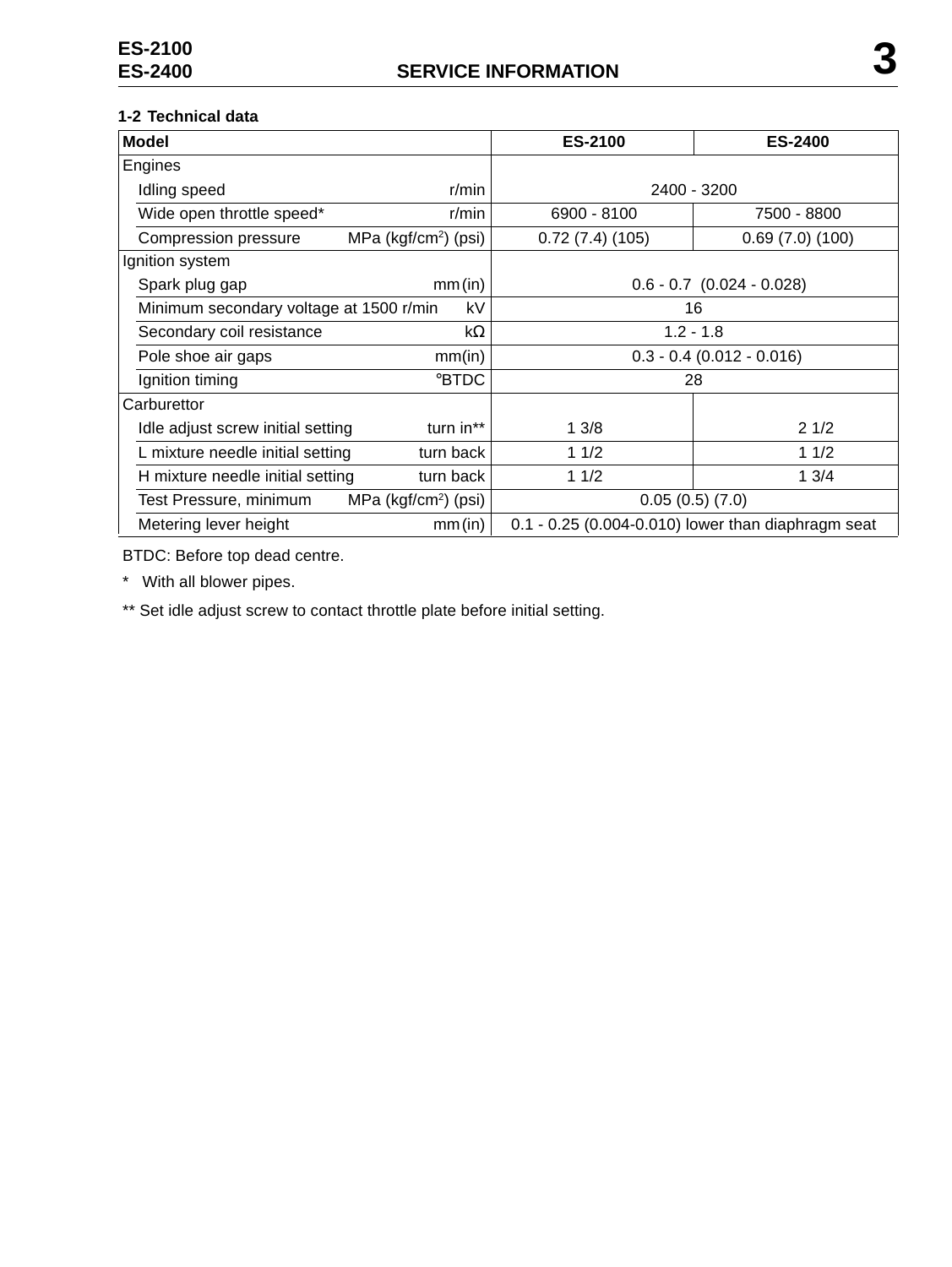## 1-2 Technical data

| Model | | ES-2100 | ES-2400 |
|---|---|---|---|
| Engines | | | |
| Idling speed | r/min | 2400 - 3200 | |
| Wide open throttle speed* | r/min | 6900 - 8100 | 7500 - 8800 |
| Compression pressure | MPa (kgf/cm²) (psi) | 0.72 (7.4) (105) | 0.69 (7.0) (100) |
| Ignition system | | | |
| Spark plug gap | mm (in) | 0.6 - 0.7 (0.024 - 0.028) | |
| Minimum secondary voltage at 1500 r/min | kV | 16 | |
| Secondary coil resistance | kΩ | 1.2 - 1.8 | |
| Pole shoe air gaps | mm(in) | 0.3 - 0.4 (0.012 - 0.016) | |
| Ignition timing | °BTDC | 28 | |
| Carburettor | | | |
| Idle adjust screw initial setting | turn in** | 1 3/8 | 2 1/2 |
| L mixture needle initial setting | turn back | 1 1/2 | 1 1/2 |
| H mixture needle initial setting | turn back | 1 1/2 | 1 3/4 |
| Test Pressure, minimum | MPa (kgf/cm²) (psi) | 0.05 (0.5) (7.0) | |
| Metering lever height | mm (in) | 0.1 - 0.25 (0.004-0.010) lower than diaphragm seat | |

BTDC: Before top dead centre.

* With all blower pipes.

** Set idle adjust screw to contact throttle plate before initial setting.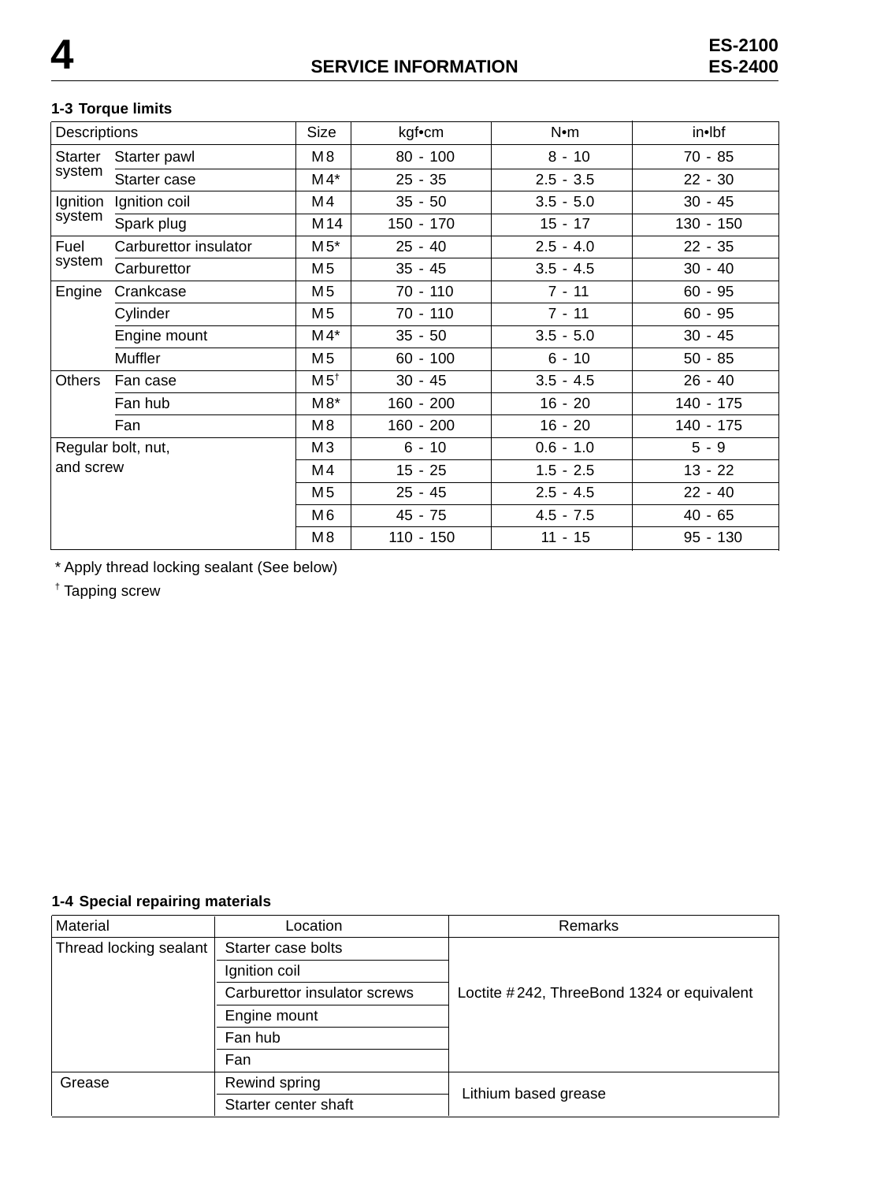## 1-3 Torque limits

| Descriptions | | Size | kgf•cm | N•m | in•lbf |
|---|---|---|---|---|---|
| Starter system | Starter pawl | M8 | 80 - 100 | 8 - 10 | 70 - 85 |
| | Starter case | M4* | 25 - 35 | 2.5 - 3.5 | 22 - 30 |
| Ignition system | Ignition coil | M4 | 35 - 50 | 3.5 - 5.0 | 30 - 45 |
| | Spark plug | M14 | 150 - 170 | 15 - 17 | 130 - 150 |
| Fuel system | Carburettor insulator | M5* | 25 - 40 | 2.5 - 4.0 | 22 - 35 |
| | Carburettor | M5 | 35 - 45 | 3.5 - 4.5 | 30 - 40 |
| Engine | Crankcase | M5 | 70 - 110 | 7 - 11 | 60 - 95 |
| | Cylinder | M5 | 70 - 110 | 7 - 11 | 60 - 95 |
| | Engine mount | M4* | 35 - 50 | 3.5 - 5.0 | 30 - 45 |
| | Muffler | M5 | 60 - 100 | 6 - 10 | 50 - 85 |
| Others | Fan case | M5† | 30 - 45 | 3.5 - 4.5 | 26 - 40 |
| | Fan hub | M8* | 160 - 200 | 16 - 20 | 140 - 175 |
| | Fan | M8 | 160 - 200 | 16 - 20 | 140 - 175 |
| Regular bolt, nut, and screw | | M3 | 6 - 10 | 0.6 - 1.0 | 5 - 9 |
| | | M4 | 15 - 25 | 1.5 - 2.5 | 13 - 22 |
| | | M5 | 25 - 45 | 2.5 - 4.5 | 22 - 40 |
| | | M6 | 45 - 75 | 4.5 - 7.5 | 40 - 65 |
| | | M8 | 110 - 150 | 11 - 15 | 95 - 130 |

* Apply thread locking sealant (See below)

† Tapping screw

## 1-4 Special repairing materials

| Material | Location | Remarks |
|---|---|---|
| Thread locking sealant | Starter case bolts | Loctite #242, ThreeBond 1324 or equivalent |
| | Ignition coil | |
| | Carburettor insulator screws | |
| | Engine mount | |
| | Fan hub | |
| | Fan | |
| Grease | Rewind spring | Lithium based grease |
| | Starter center shaft | |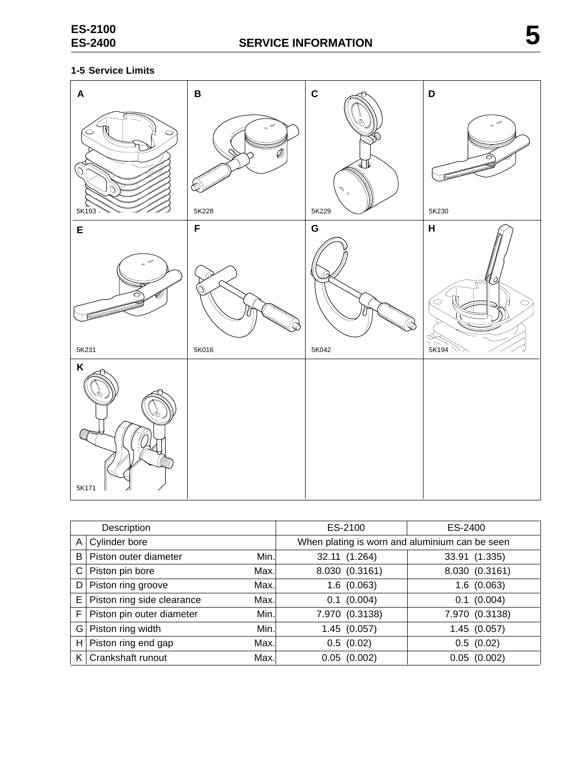### 1-5 Service Limits

A
5K193

B
5K228

C
5K229

D
5K230

E
5K231

F
5K016

G
5K042

H
5K194

K
5K171

| | Description | | ES-2100 | ES-2400 |
|---|---|---|---|---|
| A | Cylinder bore | | When plating is worn and aluminium can be seen | |
| B | Piston outer diameter | Min. | 32.11 (1.264) | 33.91 (1.335) |
| C | Piston pin bore | Max. | 8.030 (0.3161) | 8.030 (0.3161) |
| D | Piston ring groove | Max. | 1.6 (0.063) | 1.6 (0.063) |
| E | Piston ring side clearance | Max. | 0.1 (0.004) | 0.1 (0.004) |
| F | Piston pin outer diameter | Min. | 7.970 (0.3138) | 7.970 (0.3138) |
| G | Piston ring width | Min. | 1.45 (0.057) | 1.45 (0.057) |
| H | Piston ring end gap | Max. | 0.5 (0.02) | 0.5 (0.02) |
| K | Crankshaft runout | Max. | 0.05 (0.002) | 0.05 (0.002) |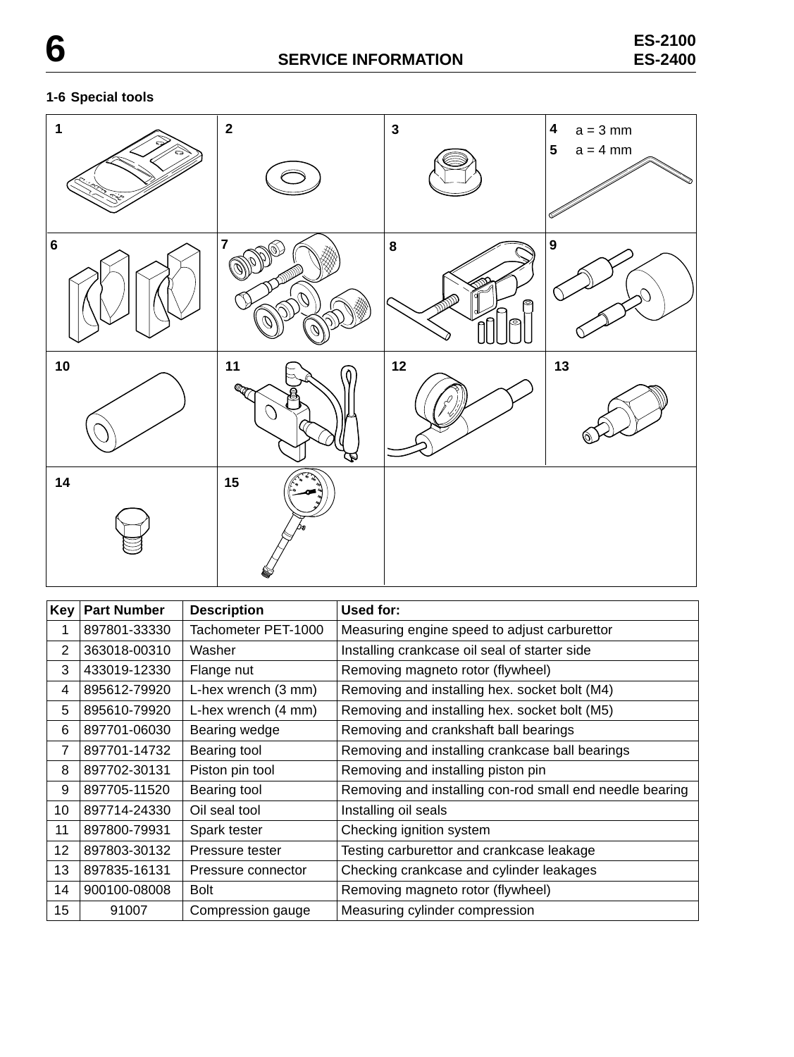## 1-6 Special tools

4 a = 3 mm

5 a = 4 mm

| Key | Part Number | Description | Used for: |
|---|---|---|---|
| 1 | 897801-33330 | Tachometer PET-1000 | Measuring engine speed to adjust carburettor |
| 2 | 363018-00310 | Washer | Installing crankcase oil seal of starter side |
| 3 | 433019-12330 | Flange nut | Removing magneto rotor (flywheel) |
| 4 | 895612-79920 | L-hex wrench (3 mm) | Removing and installing hex. socket bolt (M4) |
| 5 | 895610-79920 | L-hex wrench (4 mm) | Removing and installing hex. socket bolt (M5) |
| 6 | 897701-06030 | Bearing wedge | Removing and crankshaft ball bearings |
| 7 | 897701-14732 | Bearing tool | Removing and installing crankcase ball bearings |
| 8 | 897702-30131 | Piston pin tool | Removing and installing piston pin |
| 9 | 897705-11520 | Bearing tool | Removing and installing con-rod small end needle bearing |
| 10 | 897714-24330 | Oil seal tool | Installing oil seals |
| 11 | 897800-79931 | Spark tester | Checking ignition system |
| 12 | 897803-30132 | Pressure tester | Testing carburettor and crankcase leakage |
| 13 | 897835-16131 | Pressure connector | Checking crankcase and cylinder leakages |
| 14 | 900100-08008 | Bolt | Removing magneto rotor (flywheel) |
| 15 | 91007 | Compression gauge | Measuring cylinder compression |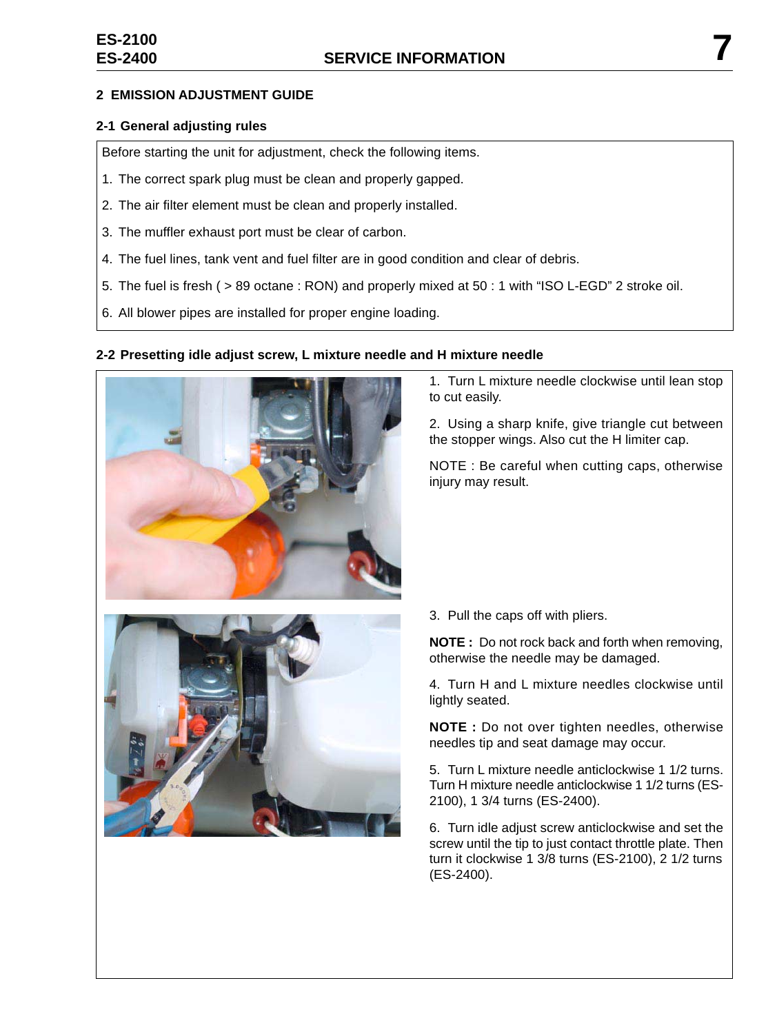## 2 EMISSION ADJUSTMENT GUIDE

### 2-1 General adjusting rules

Before starting the unit for adjustment, check the following items.

1. The correct spark plug must be clean and properly gapped.
2. The air filter element must be clean and properly installed.
3. The muffler exhaust port must be clear of carbon.
4. The fuel lines, tank vent and fuel filter are in good condition and clear of debris.
5. The fuel is fresh ( > 89 octane : RON) and properly mixed at 50 : 1 with “ISO L-EGD” 2 stroke oil.
6. All blower pipes are installed for proper engine loading.

### 2-2 Presetting idle adjust screw, L mixture needle and H mixture needle

1. Turn L mixture needle clockwise until lean stop to cut easily.

2. Using a sharp knife, give triangle cut between the stopper wings. Also cut the H limiter cap.

NOTE : Be careful when cutting caps, otherwise injury may result.

3. Pull the caps off with pliers.

**NOTE :** Do not rock back and forth when removing, otherwise the needle may be damaged.

4. Turn H and L mixture needles clockwise until lightly seated.

**NOTE :** Do not over tighten needles, otherwise needles tip and seat damage may occur.

5. Turn L mixture needle anticlockwise 1 1/2 turns. Turn H mixture needle anticlockwise 1 1/2 turns (ES-2100), 1 3/4 turns (ES-2400).

6. Turn idle adjust screw anticlockwise and set the screw until the tip to just contact throttle plate. Then turn it clockwise 1 3/8 turns (ES-2100), 2 1/2 turns (ES-2400).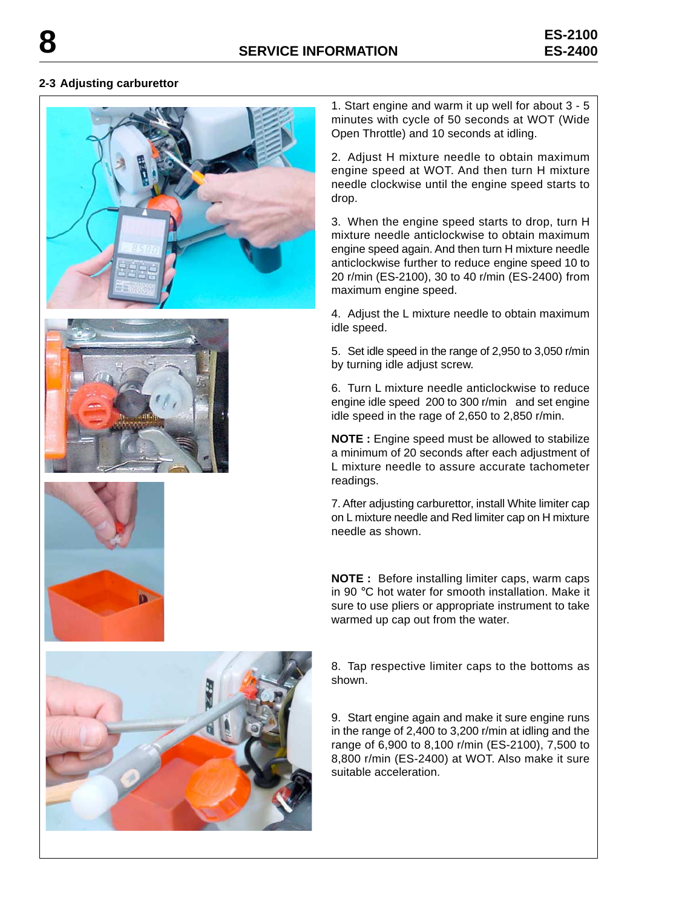## 2-3 Adjusting carburettor

1. Start engine and warm it up well for about 3 - 5 minutes with cycle of 50 seconds at WOT (Wide Open Throttle) and 10 seconds at idling.

2. Adjust H mixture needle to obtain maximum engine speed at WOT. And then turn H mixture needle clockwise until the engine speed starts to drop.

3. When the engine speed starts to drop, turn H mixture needle anticlockwise to obtain maximum engine speed again. And then turn H mixture needle anticlockwise further to reduce engine speed 10 to 20 r/min (ES-2100), 30 to 40 r/min (ES-2400) from maximum engine speed.

4. Adjust the L mixture needle to obtain maximum idle speed.

5. Set idle speed in the range of 2,950 to 3,050 r/min by turning idle adjust screw.

6. Turn L mixture needle anticlockwise to reduce engine idle speed 200 to 300 r/min and set engine idle speed in the rage of 2,650 to 2,850 r/min.

**NOTE :** Engine speed must be allowed to stabilize a minimum of 20 seconds after each adjustment of L mixture needle to assure accurate tachometer readings.

7. After adjusting carburettor, install White limiter cap on L mixture needle and Red limiter cap on H mixture needle as shown.

**NOTE :** Before installing limiter caps, warm caps in 90 °C hot water for smooth installation. Make it sure to use pliers or appropriate instrument to take warmed up cap out from the water.

8. Tap respective limiter caps to the bottoms as shown.

9. Start engine again and make it sure engine runs in the range of 2,400 to 3,200 r/min at idling and the range of 6,900 to 8,100 r/min (ES-2100), 7,500 to 8,800 r/min (ES-2400) at WOT. Also make it sure suitable acceleration.